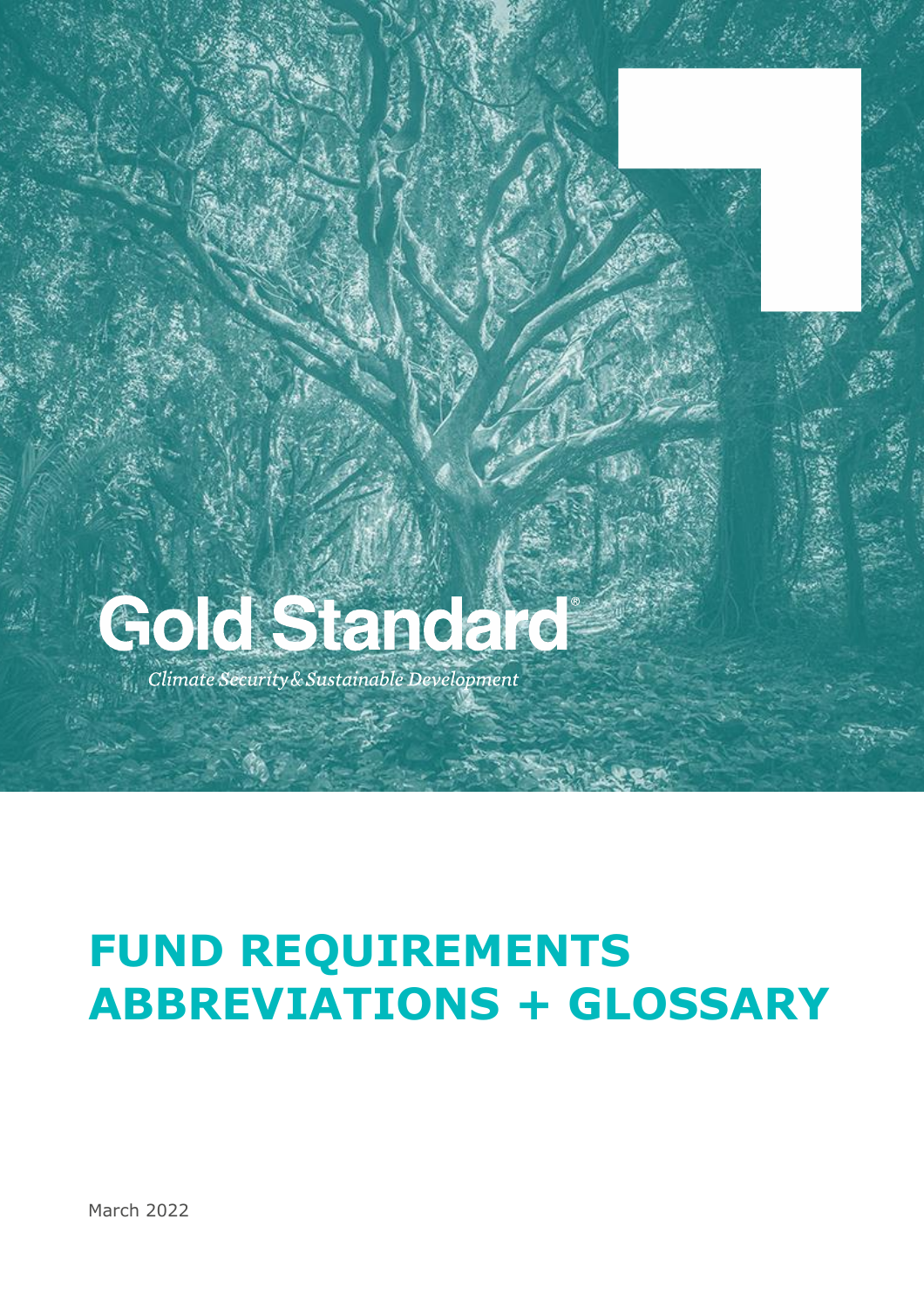Gold Standard®

*Climate Security & Sustainable Development*

# FUND REQUIREMENTS ABBREVIATIONS + GLOSSARY

March 2022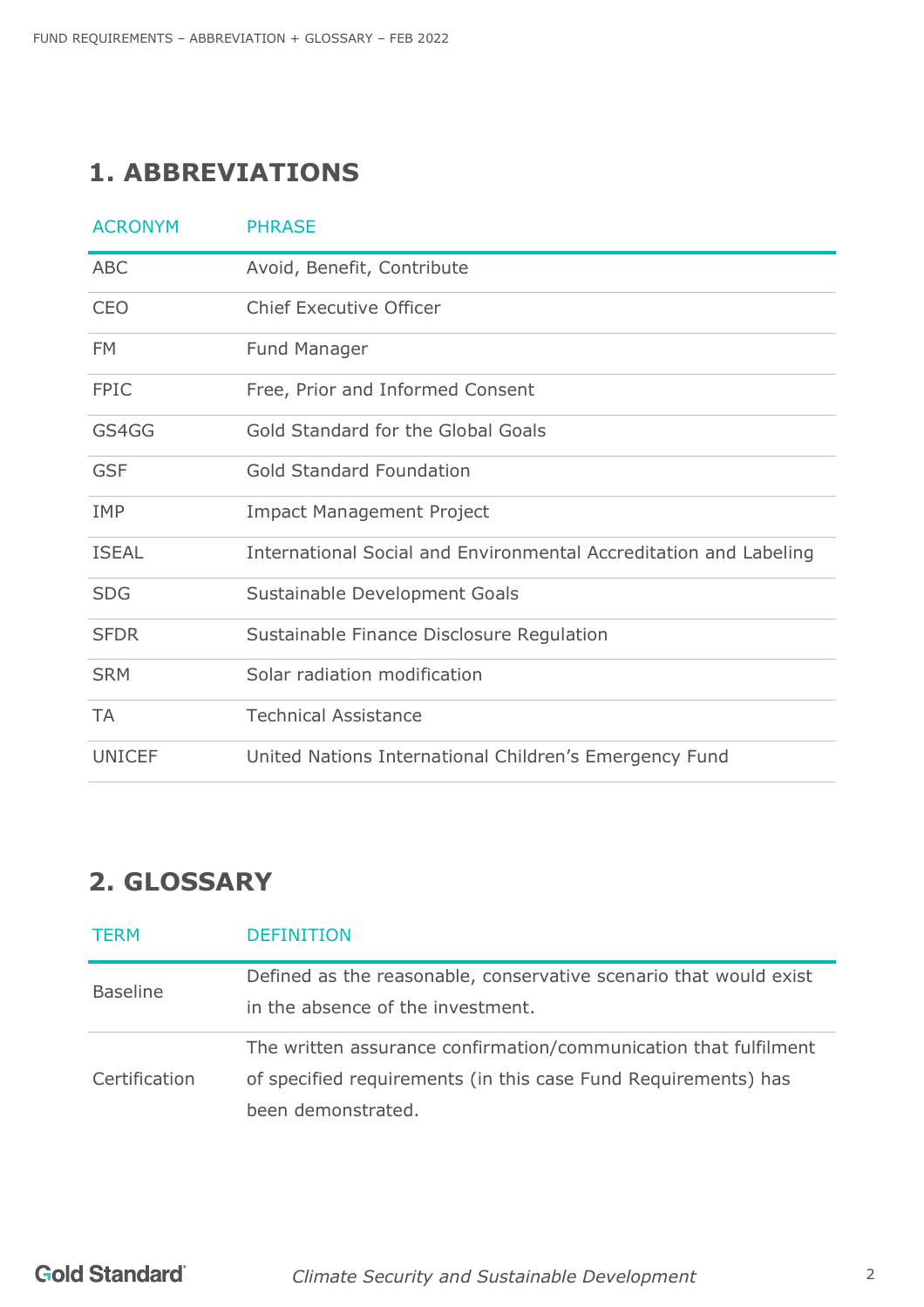## 1. ABBREVIATIONS

| ACRONYM | PHRASE |
|---|---|
| ABC | Avoid, Benefit, Contribute |
| CEO | Chief Executive Officer |
| FM | Fund Manager |
| FPIC | Free, Prior and Informed Consent |
| GS4GG | Gold Standard for the Global Goals |
| GSF | Gold Standard Foundation |
| IMP | Impact Management Project |
| ISEAL | International Social and Environmental Accreditation and Labeling |
| SDG | Sustainable Development Goals |
| SFDR | Sustainable Finance Disclosure Regulation |
| SRM | Solar radiation modification |
| TA | Technical Assistance |
| UNICEF | United Nations International Children's Emergency Fund |

## 2. GLOSSARY

| TERM | DEFINITION |
|---|---|
| Baseline | Defined as the reasonable, conservative scenario that would exist in the absence of the investment. |
| Certification | The written assurance confirmation/communication that fulfilment of specified requirements (in this case Fund Requirements) has been demonstrated. |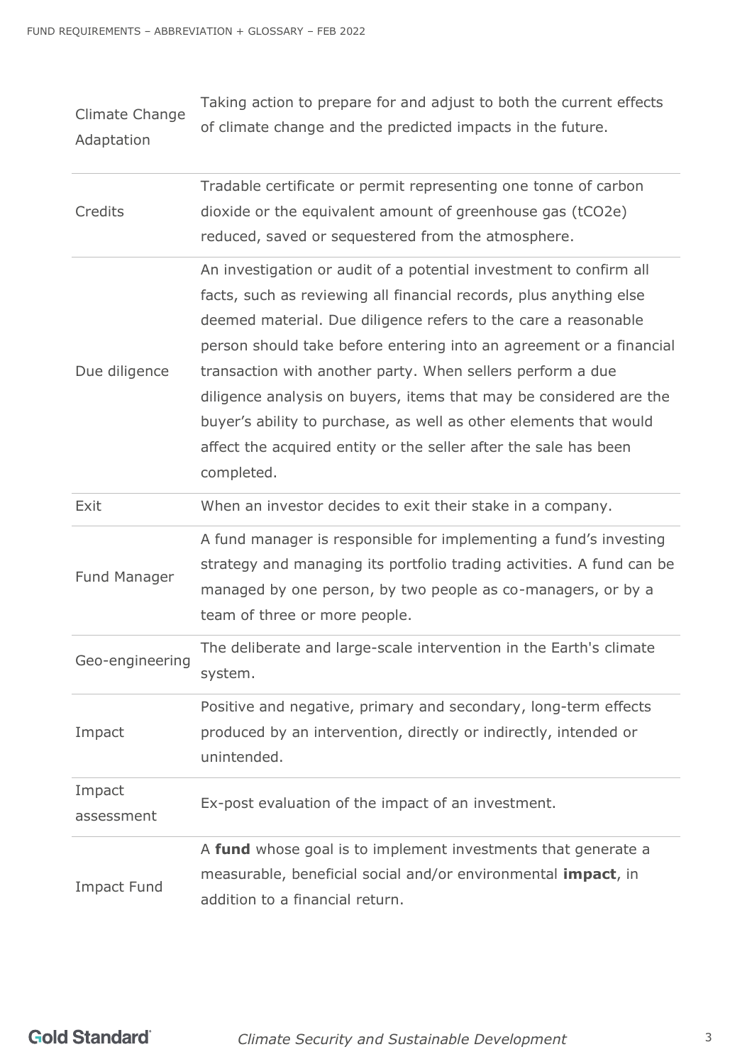| | |
|---|---|
| Climate Change Adaptation | Taking action to prepare for and adjust to both the current effects of climate change and the predicted impacts in the future. |
| Credits | Tradable certificate or permit representing one tonne of carbon dioxide or the equivalent amount of greenhouse gas (tCO2e) reduced, saved or sequestered from the atmosphere. |
| Due diligence | An investigation or audit of a potential investment to confirm all facts, such as reviewing all financial records, plus anything else deemed material. Due diligence refers to the care a reasonable person should take before entering into an agreement or a financial transaction with another party. When sellers perform a due diligence analysis on buyers, items that may be considered are the buyer's ability to purchase, as well as other elements that would affect the acquired entity or the seller after the sale has been completed. |
| Exit | When an investor decides to exit their stake in a company. |
| Fund Manager | A fund manager is responsible for implementing a fund's investing strategy and managing its portfolio trading activities. A fund can be managed by one person, by two people as co-managers, or by a team of three or more people. |
| Geo-engineering | The deliberate and large-scale intervention in the Earth's climate system. |
| Impact | Positive and negative, primary and secondary, long-term effects produced by an intervention, directly or indirectly, intended or unintended. |
| Impact assessment | Ex-post evaluation of the impact of an investment. |
| Impact Fund | A **fund** whose goal is to implement investments that generate a measurable, beneficial social and/or environmental **impact**, in addition to a financial return. |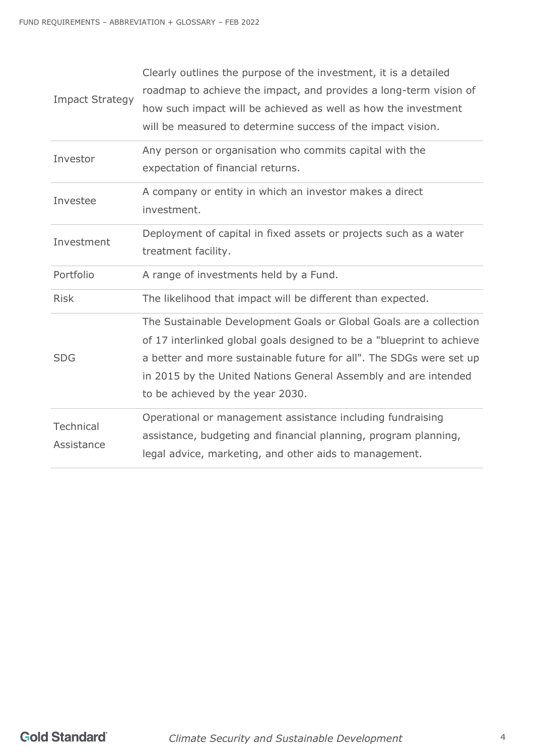| | |
|---|---|
| Impact Strategy | Clearly outlines the purpose of the investment, it is a detailed roadmap to achieve the impact, and provides a long-term vision of how such impact will be achieved as well as how the investment will be measured to determine success of the impact vision. |
| Investor | Any person or organisation who commits capital with the expectation of financial returns. |
| Investee | A company or entity in which an investor makes a direct investment. |
| Investment | Deployment of capital in fixed assets or projects such as a water treatment facility. |
| Portfolio | A range of investments held by a Fund. |
| Risk | The likelihood that impact will be different than expected. |
| SDG | The Sustainable Development Goals or Global Goals are a collection of 17 interlinked global goals designed to be a "blueprint to achieve a better and more sustainable future for all". The SDGs were set up in 2015 by the United Nations General Assembly and are intended to be achieved by the year 2030. |
| Technical Assistance | Operational or management assistance including fundraising assistance, budgeting and financial planning, program planning, legal advice, marketing, and other aids to management. |